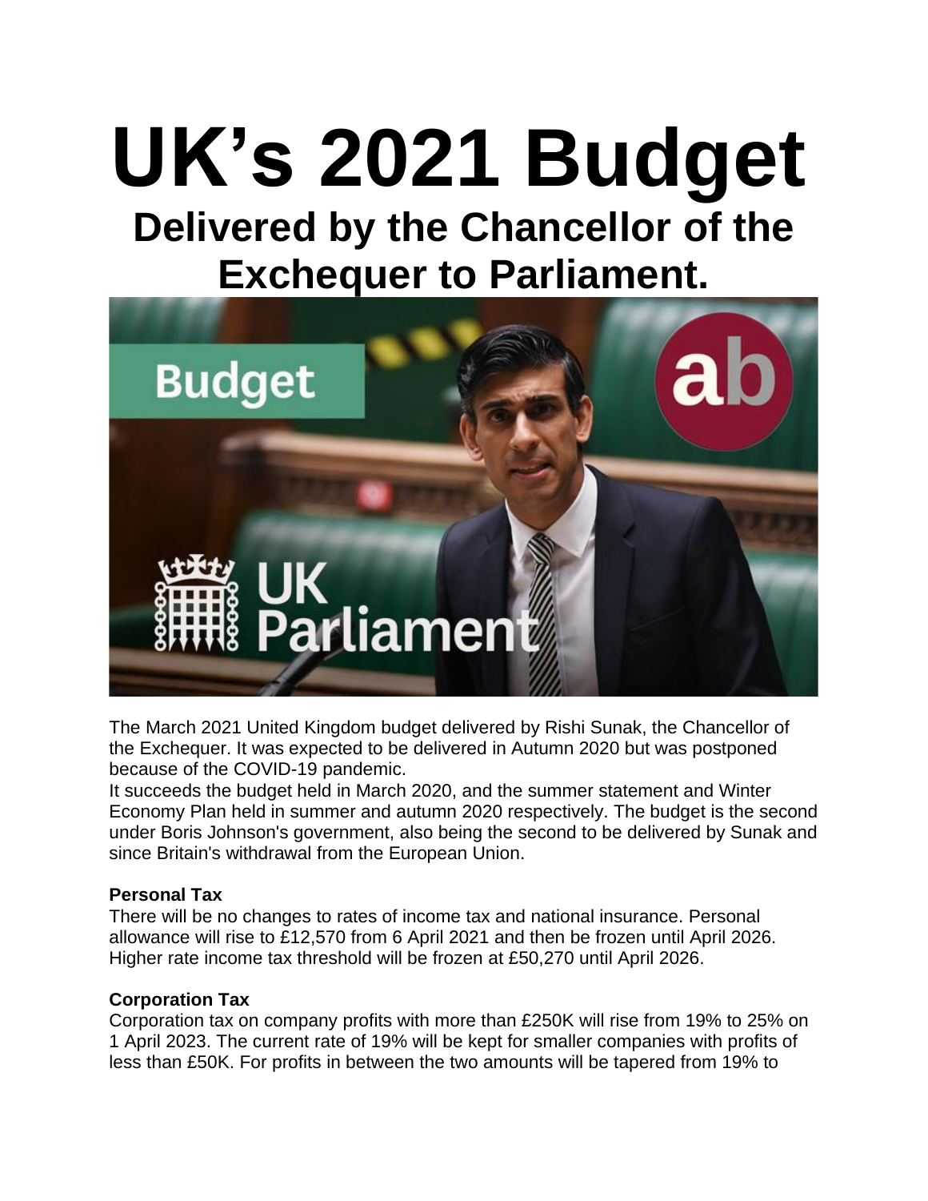# UK's 2021 Budget

## Delivered by the Chancellor of the Exchequer to Parliament.

The March 2021 United Kingdom budget delivered by Rishi Sunak, the Chancellor of the Exchequer. It was expected to be delivered in Autumn 2020 but was postponed because of the COVID-19 pandemic.

It succeeds the budget held in March 2020, and the summer statement and Winter Economy Plan held in summer and autumn 2020 respectively. The budget is the second under Boris Johnson's government, also being the second to be delivered by Sunak and since Britain's withdrawal from the European Union.

**Personal Tax**

There will be no changes to rates of income tax and national insurance. Personal allowance will rise to £12,570 from 6 April 2021 and then be frozen until April 2026. Higher rate income tax threshold will be frozen at £50,270 until April 2026.

**Corporation Tax**

Corporation tax on company profits with more than £250K will rise from 19% to 25% on 1 April 2023. The current rate of 19% will be kept for smaller companies with profits of less than £50K. For profits in between the two amounts will be tapered from 19% to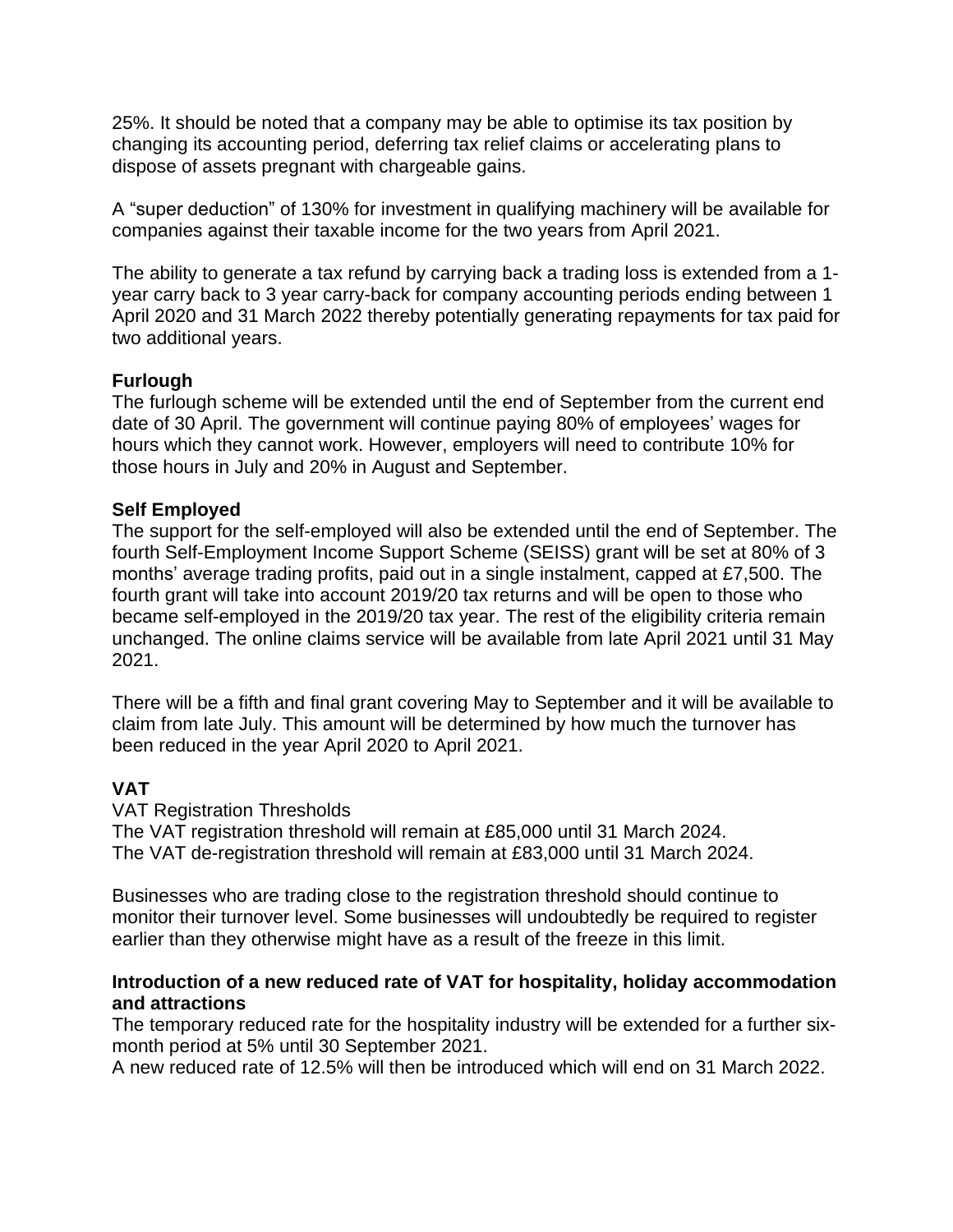25%. It should be noted that a company may be able to optimise its tax position by changing its accounting period, deferring tax relief claims or accelerating plans to dispose of assets pregnant with chargeable gains.

A "super deduction" of 130% for investment in qualifying machinery will be available for companies against their taxable income for the two years from April 2021.

The ability to generate a tax refund by carrying back a trading loss is extended from a 1-year carry back to 3 year carry-back for company accounting periods ending between 1 April 2020 and 31 March 2022 thereby potentially generating repayments for tax paid for two additional years.

**Furlough**

The furlough scheme will be extended until the end of September from the current end date of 30 April. The government will continue paying 80% of employees' wages for hours which they cannot work. However, employers will need to contribute 10% for those hours in July and 20% in August and September.

**Self Employed**

The support for the self-employed will also be extended until the end of September. The fourth Self-Employment Income Support Scheme (SEISS) grant will be set at 80% of 3 months' average trading profits, paid out in a single instalment, capped at £7,500. The fourth grant will take into account 2019/20 tax returns and will be open to those who became self-employed in the 2019/20 tax year. The rest of the eligibility criteria remain unchanged. The online claims service will be available from late April 2021 until 31 May 2021.

There will be a fifth and final grant covering May to September and it will be available to claim from late July. This amount will be determined by how much the turnover has been reduced in the year April 2020 to April 2021.

**VAT**

VAT Registration Thresholds

The VAT registration threshold will remain at £85,000 until 31 March 2024.
The VAT de-registration threshold will remain at £83,000 until 31 March 2024.

Businesses who are trading close to the registration threshold should continue to monitor their turnover level. Some businesses will undoubtedly be required to register earlier than they otherwise might have as a result of the freeze in this limit.

**Introduction of a new reduced rate of VAT for hospitality, holiday accommodation and attractions**

The temporary reduced rate for the hospitality industry will be extended for a further six-month period at 5% until 30 September 2021.
A new reduced rate of 12.5% will then be introduced which will end on 31 March 2022.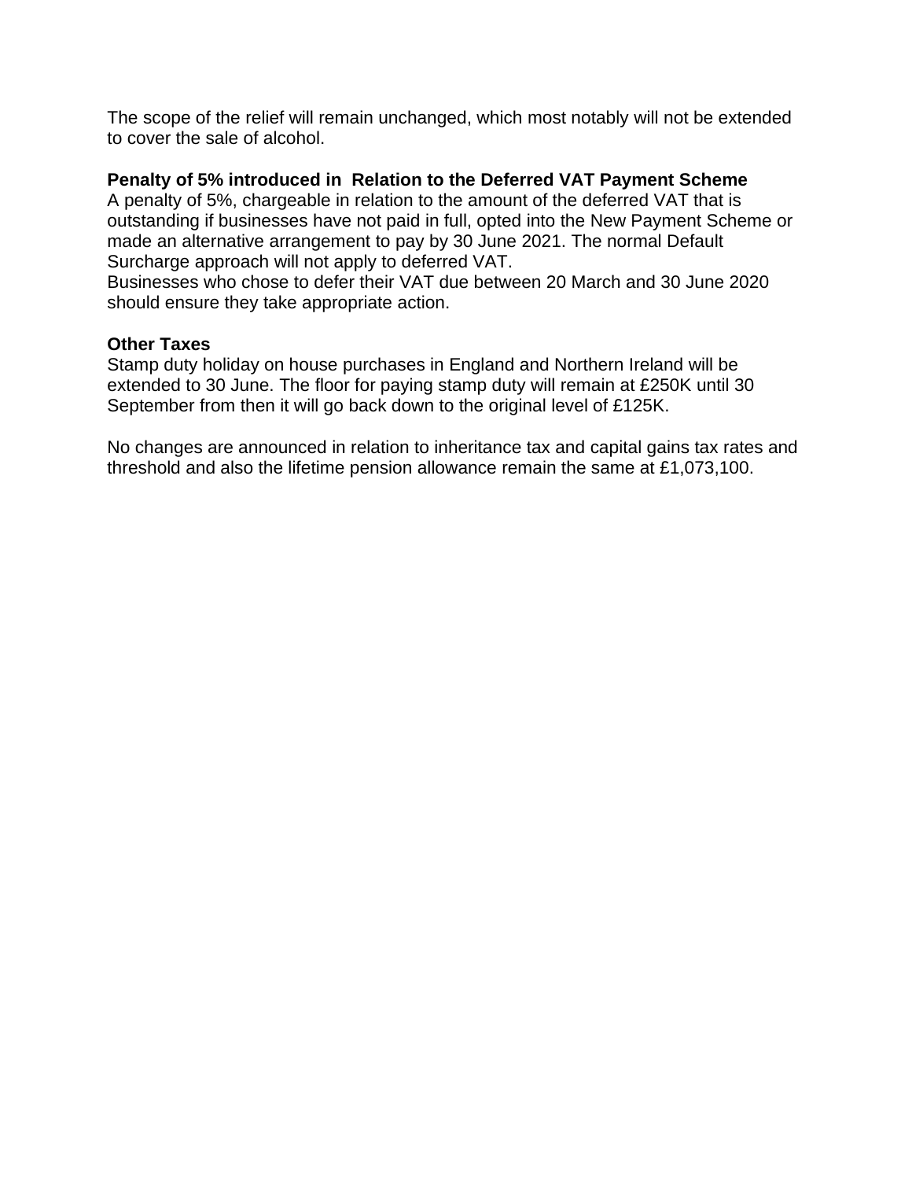The scope of the relief will remain unchanged, which most notably will not be extended to cover the sale of alcohol.

**Penalty of 5% introduced in Relation to the Deferred VAT Payment Scheme**

A penalty of 5%, chargeable in relation to the amount of the deferred VAT that is outstanding if businesses have not paid in full, opted into the New Payment Scheme or made an alternative arrangement to pay by 30 June 2021. The normal Default Surcharge approach will not apply to deferred VAT.

Businesses who chose to defer their VAT due between 20 March and 30 June 2020 should ensure they take appropriate action.

**Other Taxes**

Stamp duty holiday on house purchases in England and Northern Ireland will be extended to 30 June. The floor for paying stamp duty will remain at £250K until 30 September from then it will go back down to the original level of £125K.

No changes are announced in relation to inheritance tax and capital gains tax rates and threshold and also the lifetime pension allowance remain the same at £1,073,100.